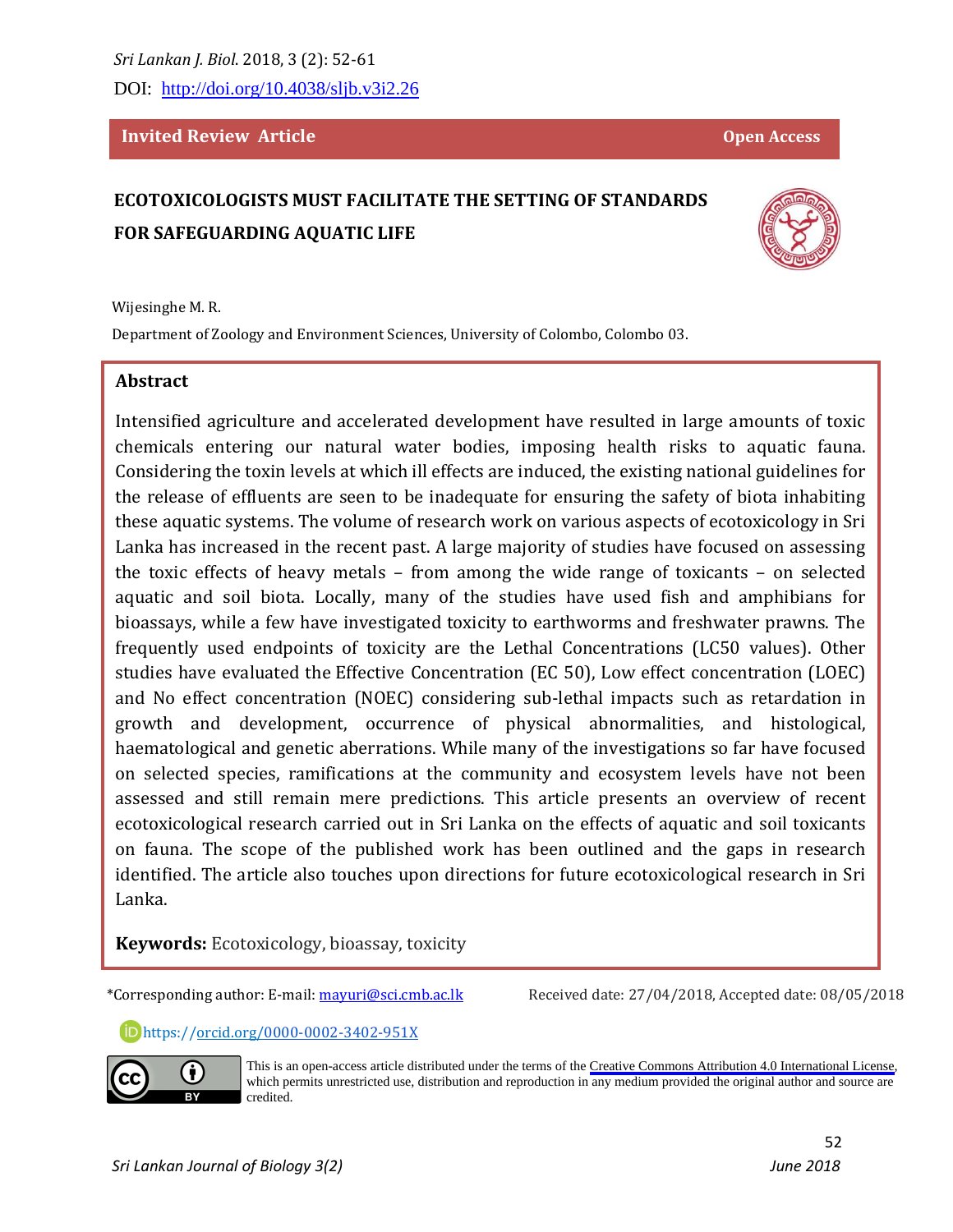*Sri Lankan J. Biol.* 2018, 3 (2): 52-61

DOI: http://doi.org/10.4038/sljb.v3i2.26

**Invited Review Article** **Open Access**

# ECOTOXICOLOGISTS MUST FACILITATE THE SETTING OF STANDARDS FOR SAFEGUARDING AQUATIC LIFE

Wijesinghe M. R.

Department of Zoology and Environment Sciences, University of Colombo, Colombo 03.

## Abstract

Intensified agriculture and accelerated development have resulted in large amounts of toxic chemicals entering our natural water bodies, imposing health risks to aquatic fauna. Considering the toxin levels at which ill effects are induced, the existing national guidelines for the release of effluents are seen to be inadequate for ensuring the safety of biota inhabiting these aquatic systems. The volume of research work on various aspects of ecotoxicology in Sri Lanka has increased in the recent past. A large majority of studies have focused on assessing the toxic effects of heavy metals – from among the wide range of toxicants – on selected aquatic and soil biota. Locally, many of the studies have used fish and amphibians for bioassays, while a few have investigated toxicity to earthworms and freshwater prawns. The frequently used endpoints of toxicity are the Lethal Concentrations (LC50 values). Other studies have evaluated the Effective Concentration (EC 50), Low effect concentration (LOEC) and No effect concentration (NOEC) considering sub-lethal impacts such as retardation in growth and development, occurrence of physical abnormalities, and histological, haematological and genetic aberrations. While many of the investigations so far have focused on selected species, ramifications at the community and ecosystem levels have not been assessed and still remain mere predictions. This article presents an overview of recent ecotoxicological research carried out in Sri Lanka on the effects of aquatic and soil toxicants on fauna. The scope of the published work has been outlined and the gaps in research identified. The article also touches upon directions for future ecotoxicological research in Sri Lanka.

**Keywords:** Ecotoxicology, bioassay, toxicity

*Corresponding author: E-mail: mayuri@sci.cmb.ac.lk

Received date: 27/04/2018, Accepted date: 08/05/2018

https://orcid.org/0000-0002-3402-951X

This is an open-access article distributed under the terms of the Creative Commons Attribution 4.0 International License, which permits unrestricted use, distribution and reproduction in any medium provided the original author and source are credited.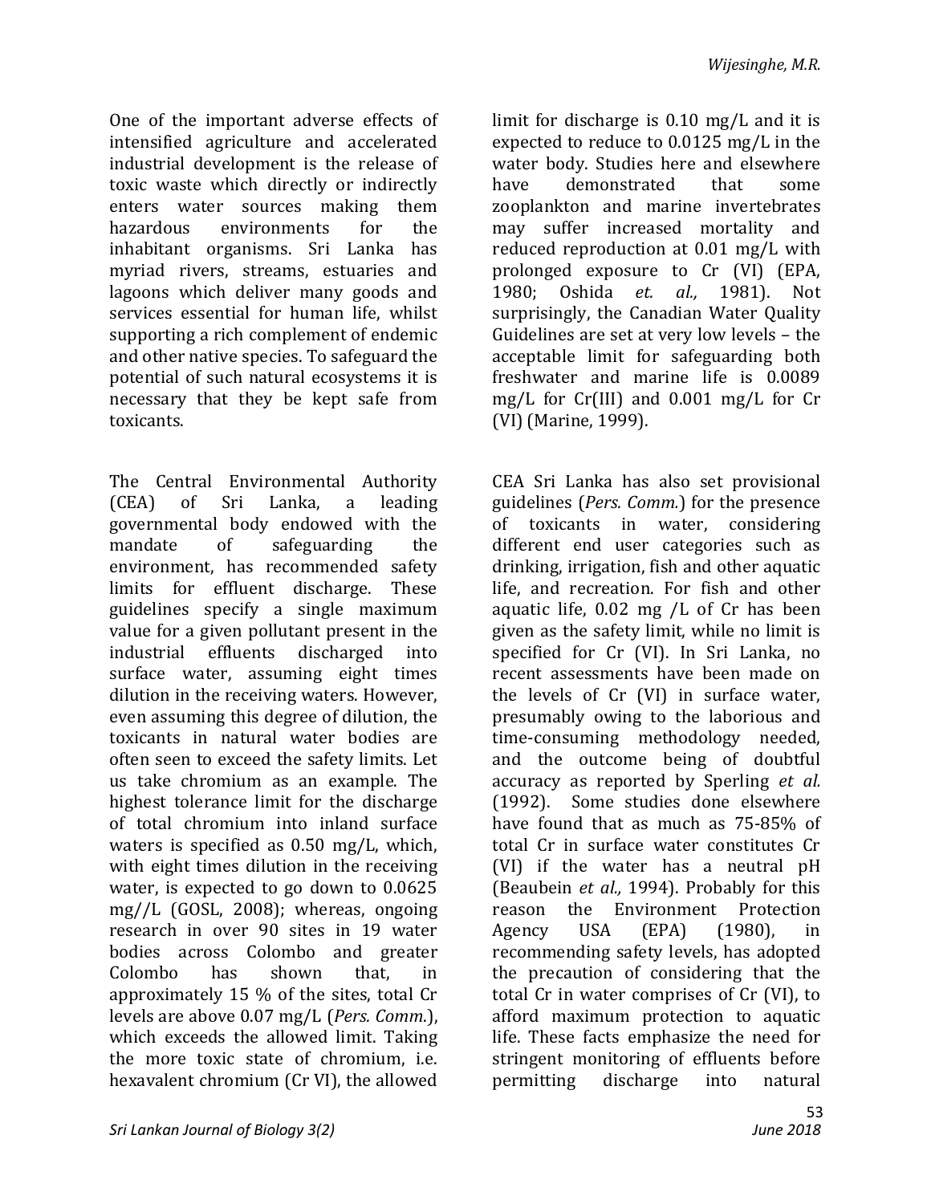One of the important adverse effects of intensified agriculture and accelerated industrial development is the release of toxic waste which directly or indirectly enters water sources making them hazardous environments for the inhabitant organisms. Sri Lanka has myriad rivers, streams, estuaries and lagoons which deliver many goods and services essential for human life, whilst supporting a rich complement of endemic and other native species. To safeguard the potential of such natural ecosystems it is necessary that they be kept safe from toxicants.

The Central Environmental Authority (CEA) of Sri Lanka, a leading governmental body endowed with the mandate of safeguarding the environment, has recommended safety limits for effluent discharge. These guidelines specify a single maximum value for a given pollutant present in the industrial effluents discharged into surface water, assuming eight times dilution in the receiving waters. However, even assuming this degree of dilution, the toxicants in natural water bodies are often seen to exceed the safety limits. Let us take chromium as an example. The highest tolerance limit for the discharge of total chromium into inland surface waters is specified as 0.50 mg/L, which, with eight times dilution in the receiving water, is expected to go down to 0.0625 mg//L (GOSL, 2008); whereas, ongoing research in over 90 sites in 19 water bodies across Colombo and greater Colombo has shown that, in approximately 15 % of the sites, total Cr levels are above 0.07 mg/L (*Pers. Comm.*), which exceeds the allowed limit. Taking the more toxic state of chromium, i.e. hexavalent chromium (Cr VI), the allowed limit for discharge is 0.10 mg/L and it is expected to reduce to 0.0125 mg/L in the water body. Studies here and elsewhere have demonstrated that some zooplankton and marine invertebrates may suffer increased mortality and reduced reproduction at 0.01 mg/L with prolonged exposure to Cr (VI) (EPA, 1980; Oshida *et. al.,* 1981). Not surprisingly, the Canadian Water Quality Guidelines are set at very low levels – the acceptable limit for safeguarding both freshwater and marine life is 0.0089 mg/L for Cr(III) and 0.001 mg/L for Cr (VI) (Marine, 1999).

CEA Sri Lanka has also set provisional guidelines (*Pers. Comm.*) for the presence of toxicants in water, considering different end user categories such as drinking, irrigation, fish and other aquatic life, and recreation. For fish and other aquatic life, 0.02 mg /L of Cr has been given as the safety limit, while no limit is specified for Cr (VI). In Sri Lanka, no recent assessments have been made on the levels of Cr (VI) in surface water, presumably owing to the laborious and time-consuming methodology needed, and the outcome being of doubtful accuracy as reported by Sperling *et al.* (1992). Some studies done elsewhere have found that as much as 75-85% of total Cr in surface water constitutes Cr (VI) if the water has a neutral pH (Beaubein *et al.,* 1994). Probably for this reason the Environment Protection Agency USA (EPA) (1980), in recommending safety levels, has adopted the precaution of considering that the total Cr in water comprises of Cr (VI), to afford maximum protection to aquatic life. These facts emphasize the need for stringent monitoring of effluents before permitting discharge into natural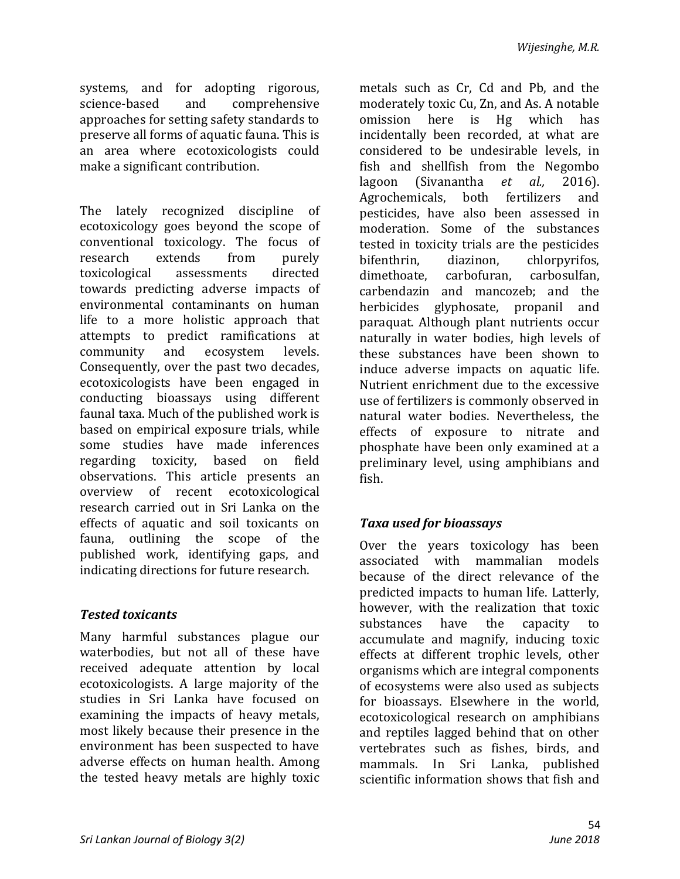systems, and for adopting rigorous, science-based and comprehensive approaches for setting safety standards to preserve all forms of aquatic fauna. This is an area where ecotoxicologists could make a significant contribution.

The lately recognized discipline of ecotoxicology goes beyond the scope of conventional toxicology. The focus of research extends from purely toxicological assessments directed towards predicting adverse impacts of environmental contaminants on human life to a more holistic approach that attempts to predict ramifications at community and ecosystem levels. Consequently, over the past two decades, ecotoxicologists have been engaged in conducting bioassays using different faunal taxa. Much of the published work is based on empirical exposure trials, while some studies have made inferences regarding toxicity, based on field observations. This article presents an overview of recent ecotoxicological research carried out in Sri Lanka on the effects of aquatic and soil toxicants on fauna, outlining the scope of the published work, identifying gaps, and indicating directions for future research.

### *Tested toxicants*

Many harmful substances plague our waterbodies, but not all of these have received adequate attention by local ecotoxicologists. A large majority of the studies in Sri Lanka have focused on examining the impacts of heavy metals, most likely because their presence in the environment has been suspected to have adverse effects on human health. Among the tested heavy metals are highly toxic metals such as Cr, Cd and Pb, and the moderately toxic Cu, Zn, and As. A notable omission here is Hg which has incidentally been recorded, at what are considered to be undesirable levels, in fish and shellfish from the Negombo lagoon (Sivanantha *et al.,* 2016). Agrochemicals, both fertilizers and pesticides, have also been assessed in moderation. Some of the substances tested in toxicity trials are the pesticides bifenthrin, diazinon, chlorpyrifos, dimethoate, carbofuran, carbosulfan, carbendazin and mancozeb; and the herbicides glyphosate, propanil and paraquat. Although plant nutrients occur naturally in water bodies, high levels of these substances have been shown to induce adverse impacts on aquatic life. Nutrient enrichment due to the excessive use of fertilizers is commonly observed in natural water bodies. Nevertheless, the effects of exposure to nitrate and phosphate have been only examined at a preliminary level, using amphibians and fish.

### *Taxa used for bioassays*

Over the years toxicology has been associated with mammalian models because of the direct relevance of the predicted impacts to human life. Latterly, however, with the realization that toxic substances have the capacity to accumulate and magnify, inducing toxic effects at different trophic levels, other organisms which are integral components of ecosystems were also used as subjects for bioassays. Elsewhere in the world, ecotoxicological research on amphibians and reptiles lagged behind that on other vertebrates such as fishes, birds, and mammals. In Sri Lanka, published scientific information shows that fish and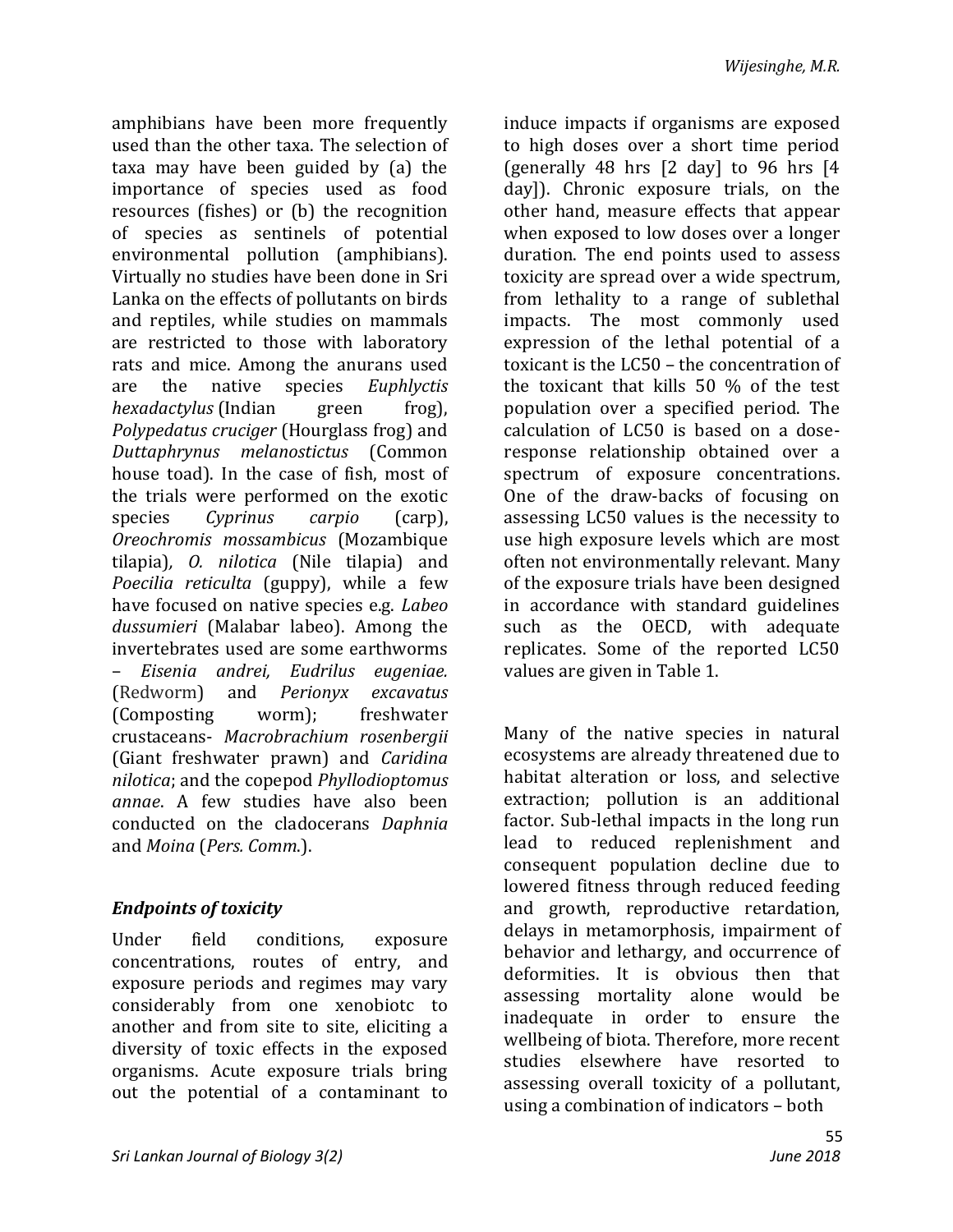amphibians have been more frequently used than the other taxa. The selection of taxa may have been guided by (a) the importance of species used as food resources (fishes) or (b) the recognition of species as sentinels of potential environmental pollution (amphibians). Virtually no studies have been done in Sri Lanka on the effects of pollutants on birds and reptiles, while studies on mammals are restricted to those with laboratory rats and mice. Among the anurans used are the native species *Euphlyctis hexadactylus* (Indian green frog), *Polypedatus cruciger* (Hourglass frog) and *Duttaphrynus melanostictus* (Common house toad). In the case of fish, most of the trials were performed on the exotic species *Cyprinus carpio* (carp), *Oreochromis mossambicus* (Mozambique tilapia), *O. nilotica* (Nile tilapia) and *Poecilia reticulta* (guppy), while a few have focused on native species e.g. *Labeo dussumieri* (Malabar labeo). Among the invertebrates used are some earthworms – *Eisenia andrei, Eudrilus eugeniae.* (Redworm) and *Perionyx excavatus* (Composting worm); freshwater crustaceans- *Macrobrachium rosenbergii* (Giant freshwater prawn) and *Caridina nilotica*; and the copepod *Phyllodioptomus annae*. A few studies have also been conducted on the cladocerans *Daphnia* and *Moina* (*Pers. Comm.*).

### *Endpoints of toxicity*

Under field conditions, exposure concentrations, routes of entry, and exposure periods and regimes may vary considerably from one xenobiotc to another and from site to site, eliciting a diversity of toxic effects in the exposed organisms. Acute exposure trials bring out the potential of a contaminant to induce impacts if organisms are exposed to high doses over a short time period (generally 48 hrs [2 day] to 96 hrs [4 day]). Chronic exposure trials, on the other hand, measure effects that appear when exposed to low doses over a longer duration. The end points used to assess toxicity are spread over a wide spectrum, from lethality to a range of sublethal impacts. The most commonly used expression of the lethal potential of a toxicant is the LC50 – the concentration of the toxicant that kills 50 % of the test population over a specified period. The calculation of LC50 is based on a dose-response relationship obtained over a spectrum of exposure concentrations. One of the draw-backs of focusing on assessing LC50 values is the necessity to use high exposure levels which are most often not environmentally relevant. Many of the exposure trials have been designed in accordance with standard guidelines such as the OECD, with adequate replicates. Some of the reported LC50 values are given in Table 1.

Many of the native species in natural ecosystems are already threatened due to habitat alteration or loss, and selective extraction; pollution is an additional factor. Sub-lethal impacts in the long run lead to reduced replenishment and consequent population decline due to lowered fitness through reduced feeding and growth, reproductive retardation, delays in metamorphosis, impairment of behavior and lethargy, and occurrence of deformities. It is obvious then that assessing mortality alone would be inadequate in order to ensure the wellbeing of biota. Therefore, more recent studies elsewhere have resorted to assessing overall toxicity of a pollutant, using a combination of indicators – both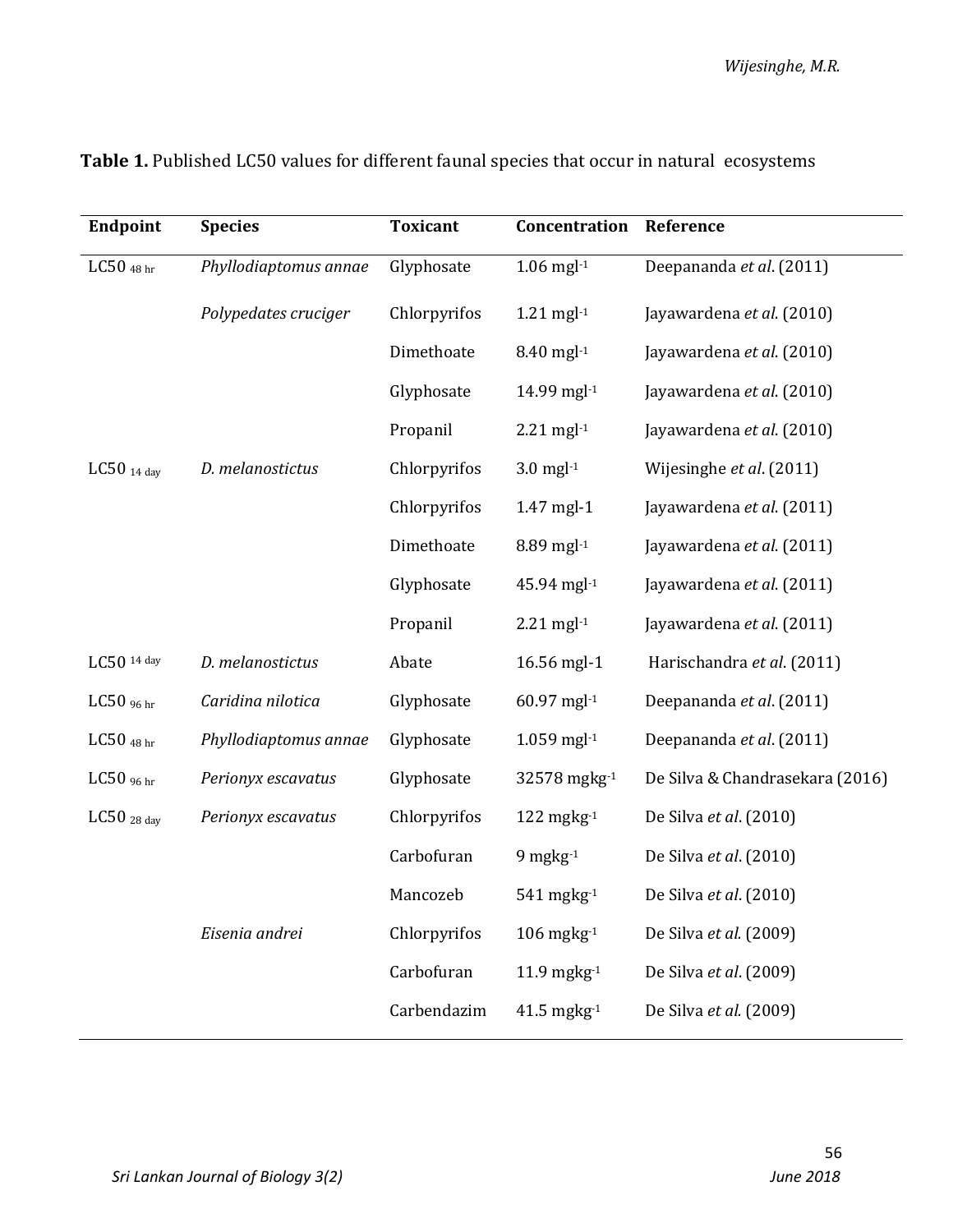**Table 1.** Published LC50 values for different faunal species that occur in natural ecosystems

| Endpoint | Species | Toxicant | Concentration | Reference |
|---|---|---|---|---|
| $LC50_{48\ hr}$ | *Phyllodiaptomus annae* | Glyphosate | 1.06 $mgl^{-1}$ | Deepananda *et al*. (2011) |
| | *Polypedates cruciger* | Chlorpyrifos | 1.21 $mgl^{-1}$ | Jayawardena *et al*. (2010) |
| | | Dimethoate | 8.40 $mgl^{-1}$ | Jayawardena *et al*. (2010) |
| | | Glyphosate | 14.99 $mgl^{-1}$ | Jayawardena *et al*. (2010) |
| | | Propanil | 2.21 $mgl^{-1}$ | Jayawardena *et al*. (2010) |
| $LC50_{14\ day}$ | *D. melanostictus* | Chlorpyrifos | 3.0 $mgl^{-1}$ | Wijesinghe *et al*. (2011) |
| | | Chlorpyrifos | 1.47 mgl-1 | Jayawardena *et al*. (2011) |
| | | Dimethoate | 8.89 $mgl^{-1}$ | Jayawardena *et al*. (2011) |
| | | Glyphosate | 45.94 $mgl^{-1}$ | Jayawardena *et al*. (2011) |
| | | Propanil | 2.21 $mgl^{-1}$ | Jayawardena *et al*. (2011) |
| $LC50^{14\ day}$ | *D. melanostictus* | Abate | 16.56 mgl-1 | Harischandra *et al*. (2011) |
| $LC50_{96\ hr}$ | *Caridina nilotica* | Glyphosate | 60.97 $mgl^{-1}$ | Deepananda *et al*. (2011) |
| $LC50_{48\ hr}$ | *Phyllodiaptomus annae* | Glyphosate | 1.059 $mgl^{-1}$ | Deepananda *et al*. (2011) |
| $LC50_{96\ hr}$ | *Perionyx escavatus* | Glyphosate | 32578 $mgkg^{-1}$ | De Silva & Chandrasekara (2016) |
| $LC50_{28\ day}$ | *Perionyx escavatus* | Chlorpyrifos | 122 $mgkg^{-1}$ | De Silva *et al*. (2010) |
| | | Carbofuran | 9 $mgkg^{-1}$ | De Silva *et al*. (2010) |
| | | Mancozeb | 541 $mgkg^{-1}$ | De Silva *et al*. (2010) |
| | *Eisenia andrei* | Chlorpyrifos | 106 $mgkg^{-1}$ | De Silva *et al.* (2009) |
| | | Carbofuran | 11.9 $mgkg^{-1}$ | De Silva *et al*. (2009) |
| | | Carbendazim | 41.5 $mgkg^{-1}$ | De Silva *et al.* (2009) |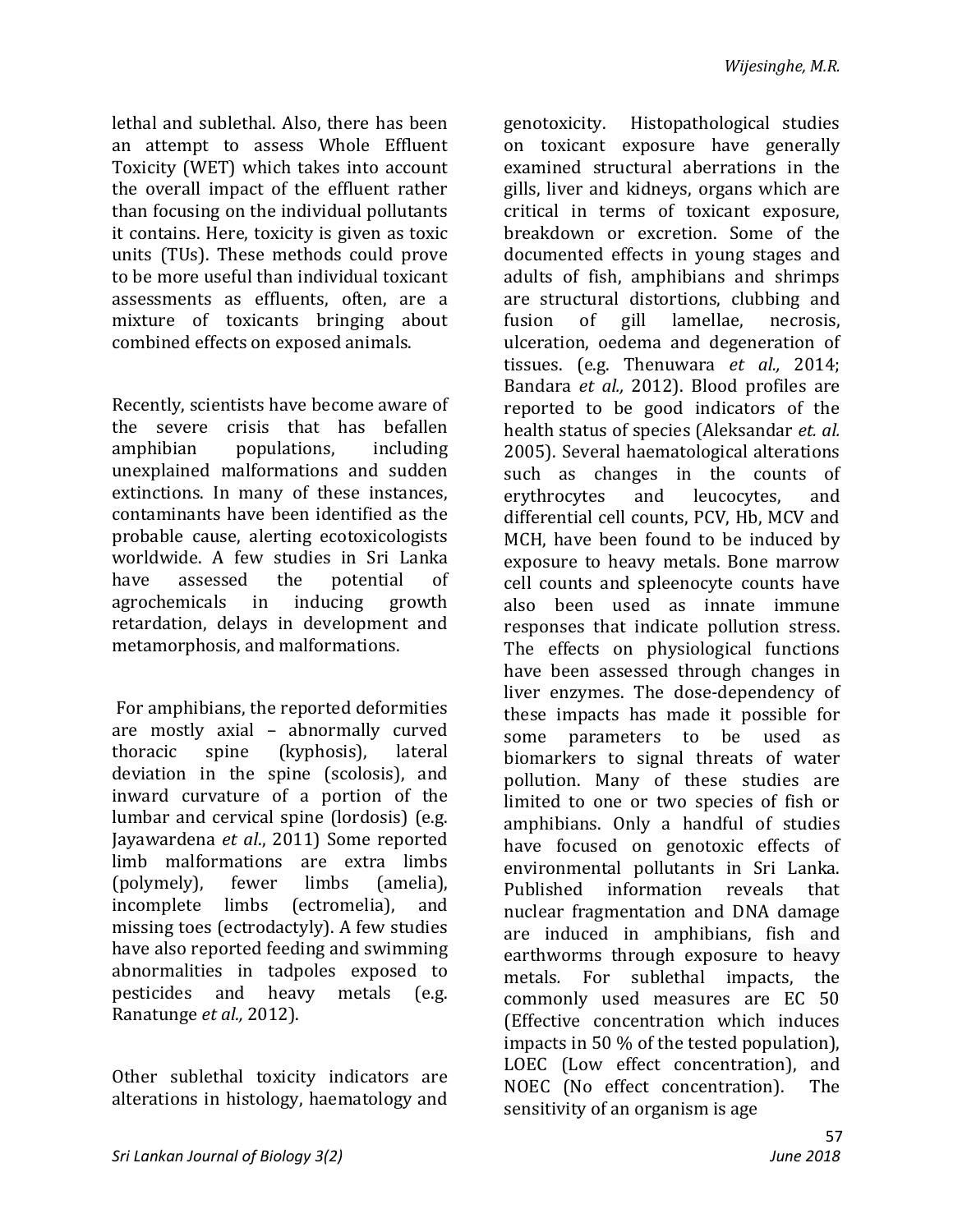lethal and sublethal. Also, there has been an attempt to assess Whole Effluent Toxicity (WET) which takes into account the overall impact of the effluent rather than focusing on the individual pollutants it contains. Here, toxicity is given as toxic units (TUs). These methods could prove to be more useful than individual toxicant assessments as effluents, often, are a mixture of toxicants bringing about combined effects on exposed animals.

Recently, scientists have become aware of the severe crisis that has befallen amphibian populations, including unexplained malformations and sudden extinctions. In many of these instances, contaminants have been identified as the probable cause, alerting ecotoxicologists worldwide. A few studies in Sri Lanka have assessed the potential of agrochemicals in inducing growth retardation, delays in development and metamorphosis, and malformations.

For amphibians, the reported deformities are mostly axial – abnormally curved thoracic spine (kyphosis), lateral deviation in the spine (scolosis), and inward curvature of a portion of the lumbar and cervical spine (lordosis) (e.g. Jayawardena *et al*., 2011) Some reported limb malformations are extra limbs (polymely), fewer limbs (amelia), incomplete limbs (ectromelia), and missing toes (ectrodactyly). A few studies have also reported feeding and swimming abnormalities in tadpoles exposed to pesticides and heavy metals (e.g. Ranatunge *et al.,* 2012).

Other sublethal toxicity indicators are alterations in histology, haematology and genotoxicity. Histopathological studies on toxicant exposure have generally examined structural aberrations in the gills, liver and kidneys, organs which are critical in terms of toxicant exposure, breakdown or excretion. Some of the documented effects in young stages and adults of fish, amphibians and shrimps are structural distortions, clubbing and fusion of gill lamellae, necrosis, ulceration, oedema and degeneration of tissues. (e.g. Thenuwara *et al.,* 2014; Bandara *et al.,* 2012). Blood profiles are reported to be good indicators of the health status of species (Aleksandar *et. al.* 2005). Several haematological alterations such as changes in the counts of erythrocytes and leucocytes, and differential cell counts, PCV, Hb, MCV and MCH, have been found to be induced by exposure to heavy metals. Bone marrow cell counts and spleenocyte counts have also been used as innate immune responses that indicate pollution stress. The effects on physiological functions have been assessed through changes in liver enzymes. The dose-dependency of these impacts has made it possible for some parameters to be used as biomarkers to signal threats of water pollution. Many of these studies are limited to one or two species of fish or amphibians. Only a handful of studies have focused on genotoxic effects of environmental pollutants in Sri Lanka. Published information reveals that nuclear fragmentation and DNA damage are induced in amphibians, fish and earthworms through exposure to heavy metals. For sublethal impacts, the commonly used measures are EC 50 (Effective concentration which induces impacts in 50 % of the tested population), LOEC (Low effect concentration), and NOEC (No effect concentration). The sensitivity of an organism is age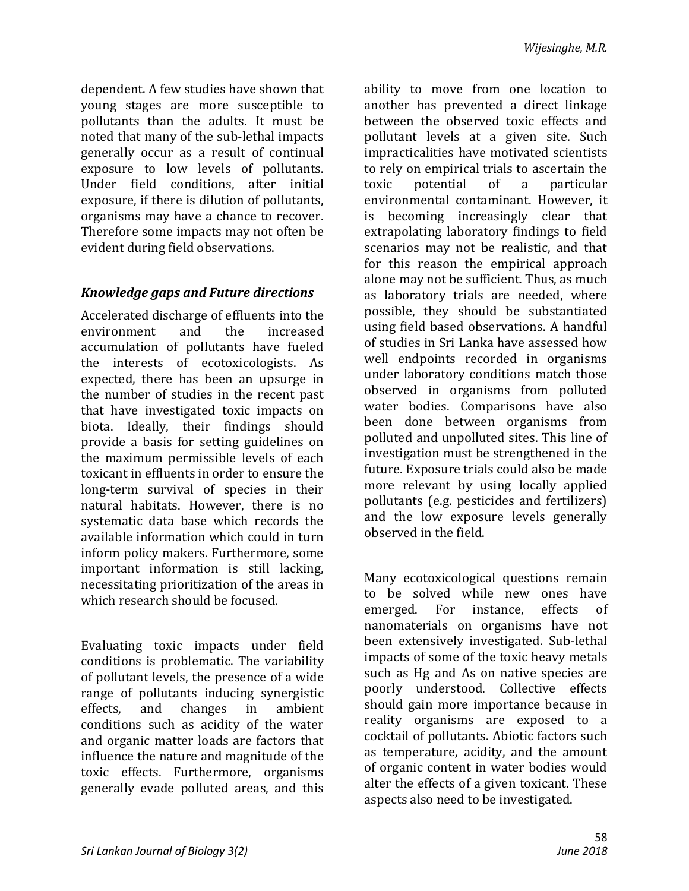dependent. A few studies have shown that young stages are more susceptible to pollutants than the adults. It must be noted that many of the sub-lethal impacts generally occur as a result of continual exposure to low levels of pollutants. Under field conditions, after initial exposure, if there is dilution of pollutants, organisms may have a chance to recover. Therefore some impacts may not often be evident during field observations.

### *Knowledge gaps and Future directions*

Accelerated discharge of effluents into the environment and the increased accumulation of pollutants have fueled the interests of ecotoxicologists. As expected, there has been an upsurge in the number of studies in the recent past that have investigated toxic impacts on biota. Ideally, their findings should provide a basis for setting guidelines on the maximum permissible levels of each toxicant in effluents in order to ensure the long-term survival of species in their natural habitats. However, there is no systematic data base which records the available information which could in turn inform policy makers. Furthermore, some important information is still lacking, necessitating prioritization of the areas in which research should be focused.

Evaluating toxic impacts under field conditions is problematic. The variability of pollutant levels, the presence of a wide range of pollutants inducing synergistic effects, and changes in ambient conditions such as acidity of the water and organic matter loads are factors that influence the nature and magnitude of the toxic effects. Furthermore, organisms generally evade polluted areas, and this ability to move from one location to another has prevented a direct linkage between the observed toxic effects and pollutant levels at a given site. Such impracticalities have motivated scientists to rely on empirical trials to ascertain the toxic potential of a particular environmental contaminant. However, it is becoming increasingly clear that extrapolating laboratory findings to field scenarios may not be realistic, and that for this reason the empirical approach alone may not be sufficient. Thus, as much as laboratory trials are needed, where possible, they should be substantiated using field based observations. A handful of studies in Sri Lanka have assessed how well endpoints recorded in organisms under laboratory conditions match those observed in organisms from polluted water bodies. Comparisons have also been done between organisms from polluted and unpolluted sites. This line of investigation must be strengthened in the future. Exposure trials could also be made more relevant by using locally applied pollutants (e.g. pesticides and fertilizers) and the low exposure levels generally observed in the field.

Many ecotoxicological questions remain to be solved while new ones have emerged. For instance, effects of nanomaterials on organisms have not been extensively investigated. Sub-lethal impacts of some of the toxic heavy metals such as Hg and As on native species are poorly understood. Collective effects should gain more importance because in reality organisms are exposed to a cocktail of pollutants. Abiotic factors such as temperature, acidity, and the amount of organic content in water bodies would alter the effects of a given toxicant. These aspects also need to be investigated.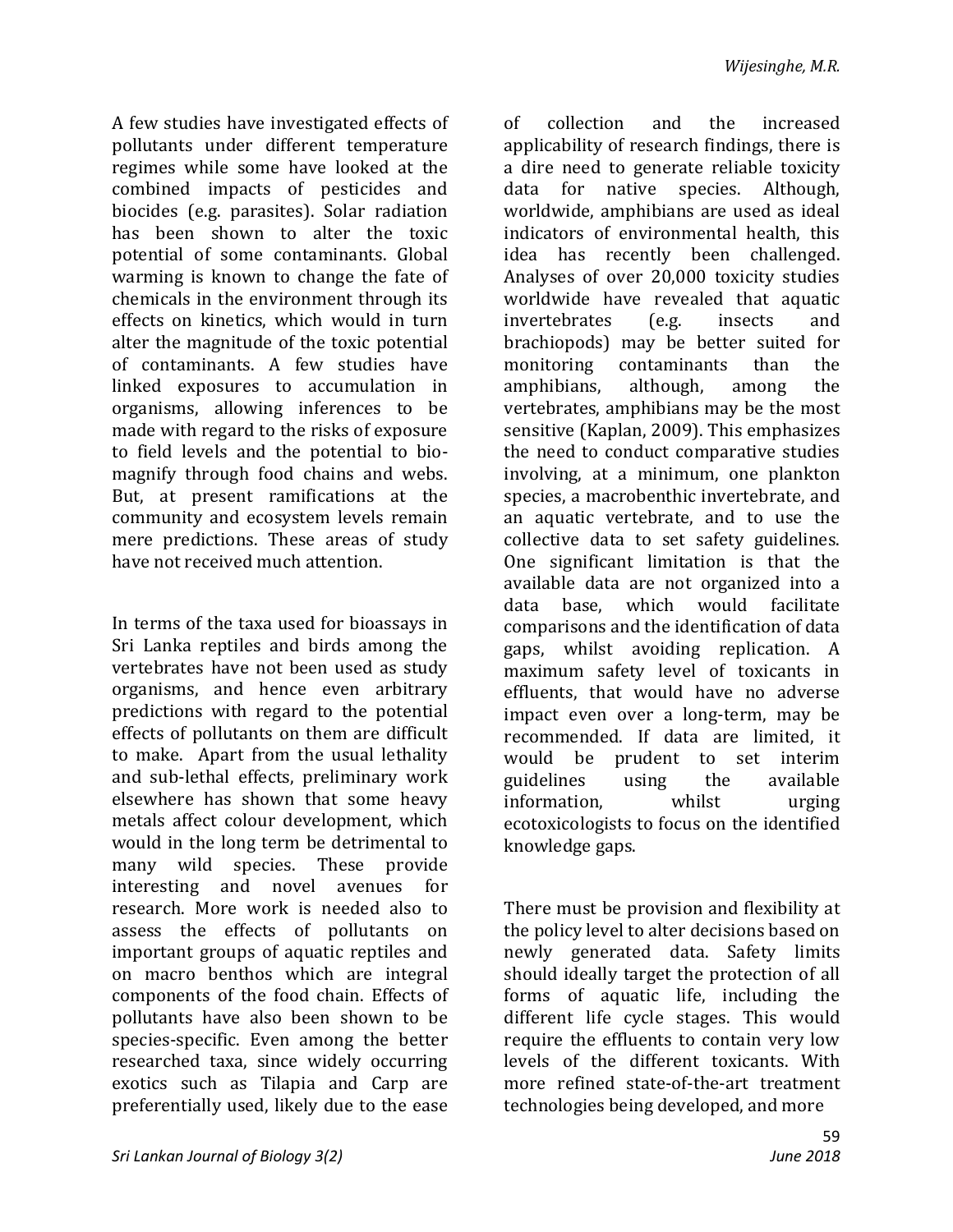A few studies have investigated effects of pollutants under different temperature regimes while some have looked at the combined impacts of pesticides and biocides (e.g. parasites). Solar radiation has been shown to alter the toxic potential of some contaminants. Global warming is known to change the fate of chemicals in the environment through its effects on kinetics, which would in turn alter the magnitude of the toxic potential of contaminants. A few studies have linked exposures to accumulation in organisms, allowing inferences to be made with regard to the risks of exposure to field levels and the potential to bio-magnify through food chains and webs. But, at present ramifications at the community and ecosystem levels remain mere predictions. These areas of study have not received much attention.

In terms of the taxa used for bioassays in Sri Lanka reptiles and birds among the vertebrates have not been used as study organisms, and hence even arbitrary predictions with regard to the potential effects of pollutants on them are difficult to make. Apart from the usual lethality and sub-lethal effects, preliminary work elsewhere has shown that some heavy metals affect colour development, which would in the long term be detrimental to many wild species. These provide interesting and novel avenues for research. More work is needed also to assess the effects of pollutants on important groups of aquatic reptiles and on macro benthos which are integral components of the food chain. Effects of pollutants have also been shown to be species-specific. Even among the better researched taxa, since widely occurring exotics such as Tilapia and Carp are preferentially used, likely due to the ease of collection and the increased applicability of research findings, there is a dire need to generate reliable toxicity data for native species. Although, worldwide, amphibians are used as ideal indicators of environmental health, this idea has recently been challenged. Analyses of over 20,000 toxicity studies worldwide have revealed that aquatic invertebrates (e.g. insects and brachiopods) may be better suited for monitoring contaminants than the amphibians, although, among the vertebrates, amphibians may be the most sensitive (Kaplan, 2009). This emphasizes the need to conduct comparative studies involving, at a minimum, one plankton species, a macrobenthic invertebrate, and an aquatic vertebrate, and to use the collective data to set safety guidelines. One significant limitation is that the available data are not organized into a data base, which would facilitate comparisons and the identification of data gaps, whilst avoiding replication. A maximum safety level of toxicants in effluents, that would have no adverse impact even over a long-term, may be recommended. If data are limited, it would be prudent to set interim guidelines using the available information, whilst urging ecotoxicologists to focus on the identified knowledge gaps.

There must be provision and flexibility at the policy level to alter decisions based on newly generated data. Safety limits should ideally target the protection of all forms of aquatic life, including the different life cycle stages. This would require the effluents to contain very low levels of the different toxicants. With more refined state-of-the-art treatment technologies being developed, and more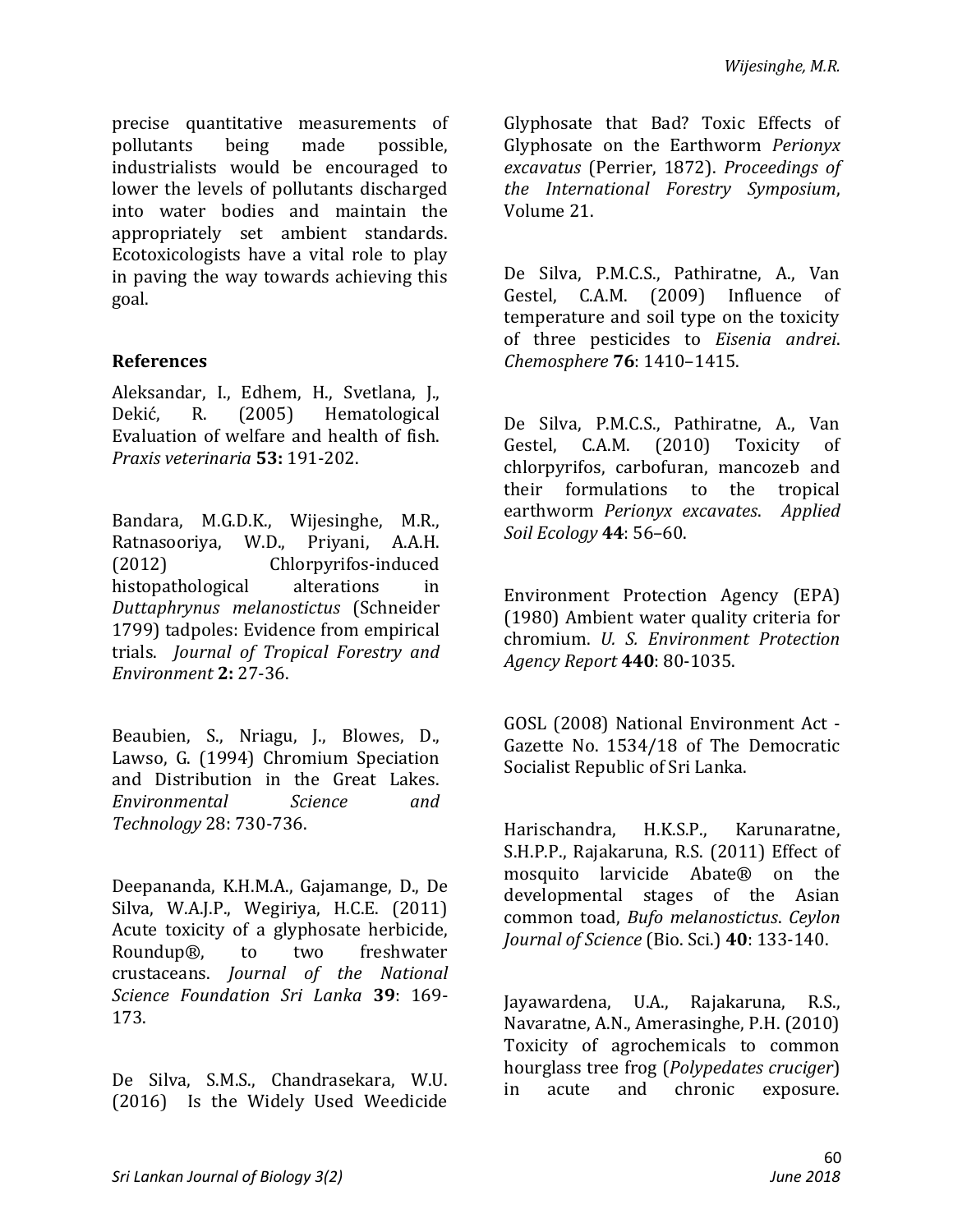precise quantitative measurements of pollutants being made possible, industrialists would be encouraged to lower the levels of pollutants discharged into water bodies and maintain the appropriately set ambient standards. Ecotoxicologists have a vital role to play in paving the way towards achieving this goal.

### References

Aleksandar, I., Edhem, H., Svetlana, J., Dekić, R. (2005) Hematological Evaluation of welfare and health of fish. *Praxis veterinaria* **53:** 191-202.

Bandara, M.G.D.K., Wijesinghe, M.R., Ratnasooriya, W.D., Priyani, A.A.H. (2012) Chlorpyrifos-induced histopathological alterations in *Duttaphrynus melanostictus* (Schneider 1799) tadpoles: Evidence from empirical trials. *Journal of Tropical Forestry and Environment* **2:** 27-36.

Beaubien, S., Nriagu, J., Blowes, D., Lawso, G. (1994) Chromium Speciation and Distribution in the Great Lakes. *Environmental Science and Technology* 28: 730-736.

Deepananda, K.H.M.A., Gajamange, D., De Silva, W.A.J.P., Wegiriya, H.C.E. (2011) Acute toxicity of a glyphosate herbicide, Roundup®, to two freshwater crustaceans. *Journal of the National Science Foundation Sri Lanka* **39**: 169-173.

De Silva, S.M.S., Chandrasekara, W.U. (2016) Is the Widely Used Weedicide Glyphosate that Bad? Toxic Effects of Glyphosate on the Earthworm *Perionyx excavatus* (Perrier, 1872). *Proceedings of the International Forestry Symposium*, Volume 21.

De Silva, P.M.C.S., Pathiratne, A., Van Gestel, C.A.M. (2009) Influence of temperature and soil type on the toxicity of three pesticides to *Eisenia andrei*. *Chemosphere* **76**: 1410–1415.

De Silva, P.M.C.S., Pathiratne, A., Van Gestel, C.A.M. (2010) Toxicity of chlorpyrifos, carbofuran, mancozeb and their formulations to the tropical earthworm *Perionyx excavates*. *Applied Soil Ecology* **44**: 56–60.

Environment Protection Agency (EPA) (1980) Ambient water quality criteria for chromium. *U. S. Environment Protection Agency Report* **440**: 80-1035.

GOSL (2008) National Environment Act - Gazette No. 1534/18 of The Democratic Socialist Republic of Sri Lanka.

Harischandra, H.K.S.P., Karunaratne, S.H.P.P., Rajakaruna, R.S. (2011) Effect of mosquito larvicide Abate® on the developmental stages of the Asian common toad, *Bufo melanostictus*. *Ceylon Journal of Science* (Bio. Sci.) **40**: 133-140.

Jayawardena, U.A., Rajakaruna, R.S., Navaratne, A.N., Amerasinghe, P.H. (2010) Toxicity of agrochemicals to common hourglass tree frog (*Polypedates cruciger*) in acute and chronic exposure.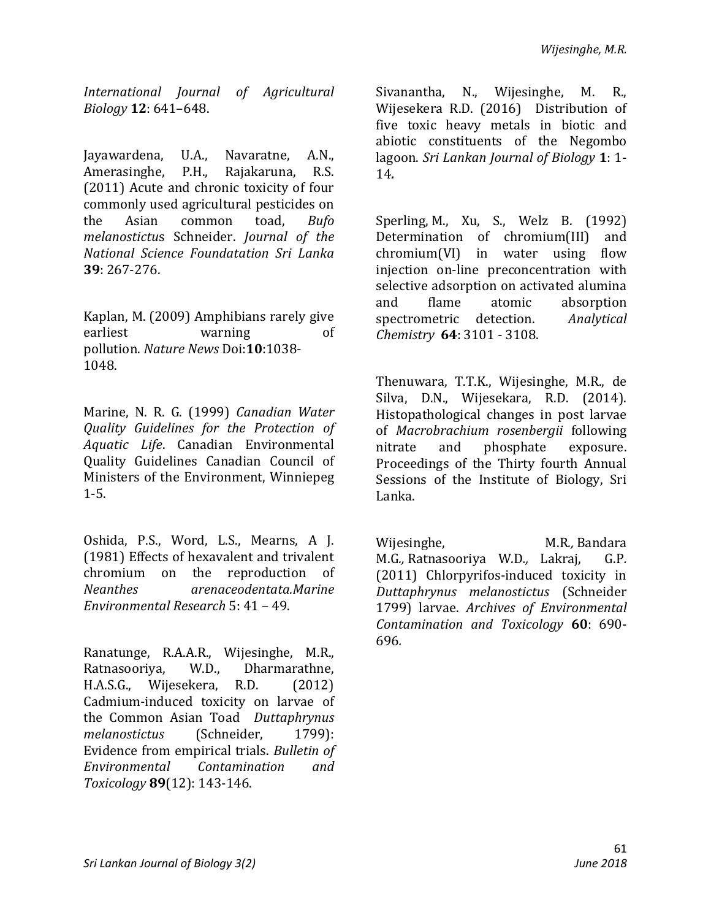*International Journal of Agricultural Biology* **12**: 641–648.

Jayawardena, U.A., Navaratne, A.N., Amerasinghe, P.H., Rajakaruna, R.S. (2011) Acute and chronic toxicity of four commonly used agricultural pesticides on the Asian common toad, *Bufo melanostictu*s Schneider. *Journal of the National Science Foundatation Sri Lanka* **39**: 267-276.

Kaplan, M. (2009) Amphibians rarely give earliest warning of pollution. *Nature News* Doi:**10**:1038-1048.

Marine, N. R. G. (1999) *Canadian Water Quality Guidelines for the Protection of Aquatic Life*. Canadian Environmental Quality Guidelines Canadian Council of Ministers of the Environment, Winniepeg 1-5.

Oshida, P.S., Word, L.S., Mearns, A J. (1981) Effects of hexavalent and trivalent chromium on the reproduction of *Neanthes arenaceodentata.Marine Environmental Research* 5: 41 – 49.

Ranatunge, R.A.A.R., Wijesinghe, M.R., Ratnasooriya, W.D., Dharmarathne, H.A.S.G., Wijesekera, R.D. (2012) Cadmium-induced toxicity on larvae of the Common Asian Toad *Duttaphrynus melanostictus* (Schneider, 1799): Evidence from empirical trials. *Bulletin of Environmental Contamination and Toxicology* **89**(12): 143-146.

Sivanantha, N., Wijesinghe, M. R., Wijesekera R.D. (2016) Distribution of five toxic heavy metals in biotic and abiotic constituents of the Negombo lagoon. *Sri Lankan Journal of Biology* **1**: 1-14**.**

Sperling, M., Xu, S., Welz B. (1992) Determination of chromium(III) and chromium(VI) in water using flow injection on-line preconcentration with selective adsorption on activated alumina and flame atomic absorption spectrometric detection. *Analytical Chemistry* **64**: 3101 - 3108.

Thenuwara, T.T.K., Wijesinghe, M.R., de Silva, D.N., Wijesekara, R.D. (2014). Histopathological changes in post larvae of *Macrobrachium rosenbergii* following nitrate and phosphate exposure. Proceedings of the Thirty fourth Annual Sessions of the Institute of Biology, Sri Lanka.

Wijesinghe, M.R*.,* Bandara M.G*.,* Ratnasooriya W.D*.,* Lakraj, G.P*.* (2011) Chlorpyrifos-induced toxicity in *Duttaphrynus melanostictus* (Schneider 1799) larvae. *Archives of Environmental Contamination and Toxicology* **60**: 690-696*.*